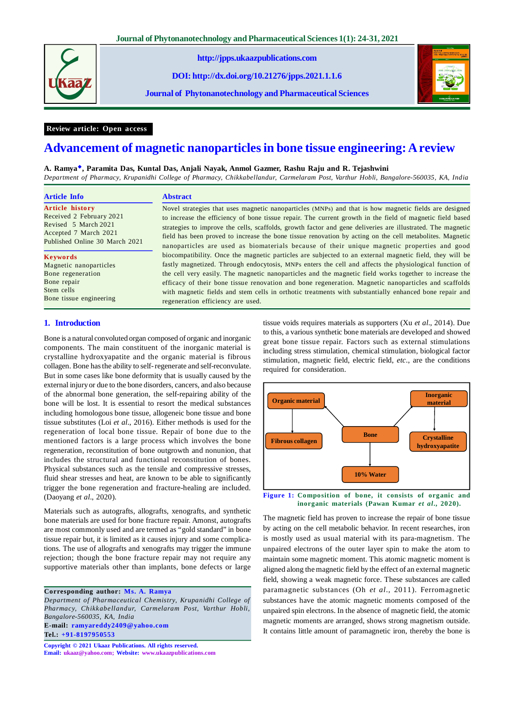Review article: Open access

# Advancement of magnetic nanoparticles in bone tissue engineering: A review

**A. Ramya◆, Paramita Das, Kuntal Das, Anjali Nayak, Anmol Gazmer, Rashu Raju and R. Tejashwini**

*Department of Pharmacy, Krupanidhi College of Pharmacy, Chikkabellandur, Carmelaram Post, Varthur Hobli, Bangalore-560035, KA, India*

## Article Info

**Article history**
Received 2 February 2021
Revised 5 March 2021
Accepted 7 March 2021
Published Online 30 March 2021

**Keywords**
Magnetic nanoparticles
Bone regeneration
Bone repair
Stem cells
Bone tissue engineering

## Abstract

Novel strategies that uses magnetic nanoparticles (MNPs) and that is how magnetic fields are designed to increase the efficiency of bone tissue repair. The current growth in the field of magnetic field based strategies to improve the cells, scaffolds, growth factor and gene deliveries are illustrated. The magnetic field has been proved to increase the bone tissue renovation by acting on the cell metabolites. Magnetic nanoparticles are used as biomaterials because of their unique magnetic properties and good biocompatibility. Once the magnetic particles are subjected to an external magnetic field, they will be fastly magnetized. Through endocytosis, MNPs enters the cell and affects the physiological function of the cell very easily. The magnetic nanoparticles and the magnetic field works together to increase the efficacy of their bone tissue renovation and bone regeneration. Magnetic nanoparticles and scaffolds with magnetic fields and stem cells in orthotic treatments with substantially enhanced bone repair and regeneration efficiency are used.

## 1. Introduction

Bone is a natural convoluted organ composed of organic and inorganic components. The main constituent of the inorganic material is crystalline hydroxyapatite and the organic material is fibrous collagen. Bone has the ability to self- regenerate and self-reconvalute. But in some cases like bone deformity that is usually caused by the external injury or due to the bone disorders, cancers, and also because of the abnormal bone generation, the self-repairing ability of the bone will be lost. It is essential to resort the medical substances including homologous bone tissue, allogeneic bone tissue and bone tissue substitutes (Loi *et al.*, 2016). Either methods is used for the regeneration of local bone tissue. Repair of bone due to the mentioned factors is a large process which involves the bone regeneration, reconstitution of bone outgrowth and nonunion, that includes the structural and functional reconstitution of bones. Physical substances such as the tensile and compressive stresses, fluid shear stresses and heat, are known to be able to significantly trigger the bone regeneration and fracture-healing are included. (Daoyang *et al.*, 2020).

Materials such as autografts, allografts, xenografts, and synthetic bone materials are used for bone fracture repair. Amonst, autografts are most commonly used and are termed as "gold standard" in bone tissue repair but, it is limited as it causes injury and some complications. The use of allografts and xenografts may trigger the immune rejection; though the bone fracture repair may not require any supportive materials other than implants, bone defects or large tissue voids requires materials as supporters (Xu *et al.*, 2014). Due to this, a various synthetic bone materials are developed and showed great bone tissue repair. Factors such as external stimulations including stress stimulation, chemical stimulation, biological factor stimulation, magnetic field, electric field, *etc*., are the conditions required for consideration.

Organic material → Fibrous collagen; Bone; Inorganic material → Crystalline hydroxyapatite; 10% Water

**Figure 1:** Composition of bone, it consists of organic and inorganic materials (Pawan Kumar *et al*., 2020).

The magnetic field has proven to increase the repair of bone tissue by acting on the cell metabolic behavior. In recent researches, iron is mostly used as usual material with its para-magnetism. The unpaired electrons of the outer layer spin to make the atom to maintain some magnetic moment. This atomic magnetic moment is aligned along the magnetic field by the effect of an external magnetic field, showing a weak magnetic force. These substances are called paramagnetic substances (Oh *et al*., 2011). Ferromagnetic substances have the atomic magnetic moments composed of the unpaired spin electrons. In the absence of magnetic field, the atomic magnetic moments are arranged, shows strong magnetism outside. It contains little amount of paramagnetic iron, thereby the bone is

**Corresponding author:** Ms. A. Ramya
*Department of Pharmaceutical Chemistry, Krupanidhi College of Pharmacy, Chikkabellandur, Carmelaram Post, Varthur Hobli, Bangalore-560035, KA, India*
**E-mail:** ramyareddy2409@yahoo.com
**Tel.:** +91-8197950553

Copyright © 2021 Ukaaz Publications. All rights reserved.
Email: ukaaz@yahoo.com; Website: www.ukaazpublications.com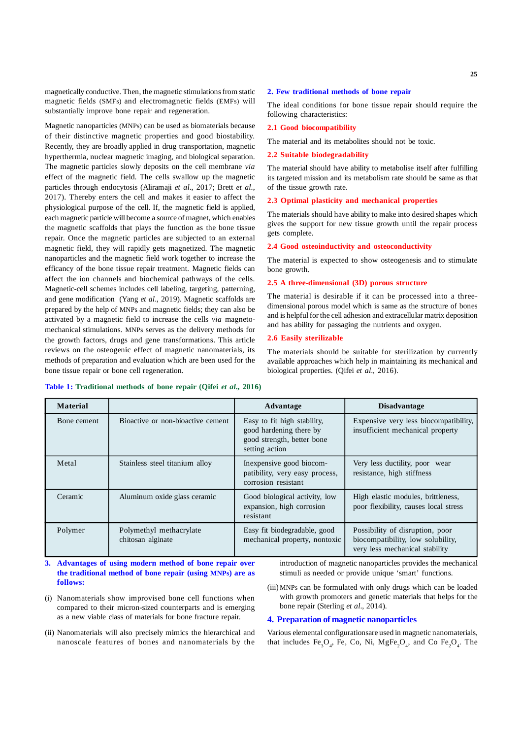magnetically conductive. Then, the magnetic stimulations from static magnetic fields (SMFs) and electromagnetic fields (EMFs) will substantially improve bone repair and regeneration.

Magnetic nanoparticles (MNPs) can be used as biomaterials because of their distinctive magnetic properties and good biostability. Recently, they are broadly applied in drug transportation, magnetic hyperthermia, nuclear magnetic imaging, and biological separation. The magnetic particles slowly deposits on the cell membrane *via* effect of the magnetic field. The cells swallow up the magnetic particles through endocytosis (Aliramaji *et al*., 2017; Brett *et al*., 2017). Thereby enters the cell and makes it easier to affect the physiological purpose of the cell. If, the magnetic field is applied, each magnetic particle will become a source of magnet, which enables the magnetic scaffolds that plays the function as the bone tissue repair. Once the magnetic particles are subjected to an external magnetic field, they will rapidly gets magnetized. The magnetic nanoparticles and the magnetic field work together to increase the efficacy of the bone tissue repair treatment. Magnetic fields can affect the ion channels and biochemical pathways of the cells. Magnetic-cell schemes includes cell labeling, targeting, patterning, and gene modification (Yang *et al*., 2019). Magnetic scaffolds are prepared by the help of MNPs and magnetic fields; they can also be activated by a magnetic field to increase the cells *via* magneto-mechanical stimulations. MNPs serves as the delivery methods for the growth factors, drugs and gene transformations. This article reviews on the osteogenic effect of magnetic nanomaterials, its methods of preparation and evaluation which are been used for the bone tissue repair or bone cell regeneration.

## 2. Few traditional methods of bone repair

The ideal conditions for bone tissue repair should require the following characteristics:

### 2.1 Good biocompatibility

The material and its metabolites should not be toxic.

### 2.2 Suitable biodegradability

The material should have ability to metabolise itself after fulfilling its targeted mission and its metabolism rate should be same as that of the tissue growth rate.

### 2.3 Optimal plasticity and mechanical properties

The materials should have ability to make into desired shapes which gives the support for new tissue growth until the repair process gets complete.

### 2.4 Good osteoinductivity and osteoconductivity

The material is expected to show osteogenesis and to stimulate bone growth.

### 2.5 A three-dimensional (3D) porous structure

The material is desirable if it can be processed into a three-dimensional porous model which is same as the structure of bones and is helpful for the cell adhesion and extracellular matrix deposition and has ability for passaging the nutrients and oxygen.

### 2.6 Easily sterilizable

The materials should be suitable for sterilization by currently available approaches which help in maintaining its mechanical and biological properties. (Qifei *et al*., 2016).

**Table 1: Traditional methods of bone repair (Qifei *et al*., 2016)**

| Material | | Advantage | Disadvantage |
|---|---|---|---|
| Bone cement | Bioactive or non-bioactive cement | Easy to fit high stability, good hardening there by good strength, better bone setting action | Expensive very less biocompatibility, insufficient mechanical property |
| Metal | Stainless steel titanium alloy | Inexpensive good biocompatibility, very easy process, corrosion resistant | Very less ductility, poor wear resistance, high stiffness |
| Ceramic | Aluminum oxide glass ceramic | Good biological activity, low expansion, high corrosion resistant | High elastic modules, brittleness, poor flexibility, causes local stress |
| Polymer | Polymethyl methacrylate chitosan alginate | Easy fit biodegradable, good mechanical property, nontoxic | Possibility of disruption, poor biocompatibility, low solubility, very less mechanical stability |

## 3. Advantages of using modern method of bone repair over the traditional method of bone repair (using MNPs) are as follows:

(i) Nanomaterials show improved bone cell functions when compared to their micron-sized counterparts and is emerging as a new viable class of materials for bone fracture repair.

(ii) Nanomaterials will also precisely mimics the hierarchical and nanoscale features of bones and nanomaterials by the introduction of magnetic nanoparticles provides the mechanical stimuli as needed or provide unique 'smart' functions.

(iii) MNPs can be formulated with only drugs which can be loaded with growth promoters and genetic materials that helps for the bone repair (Sterling *et al*., 2014).

## 4. Preparation of magnetic nanoparticles

Various elemental configurationsare used in magnetic nanomaterials, that includes $Fe_3O_4$, Fe, Co, Ni, $MgFe_2O_4$, and Co $Fe_2O_4$. The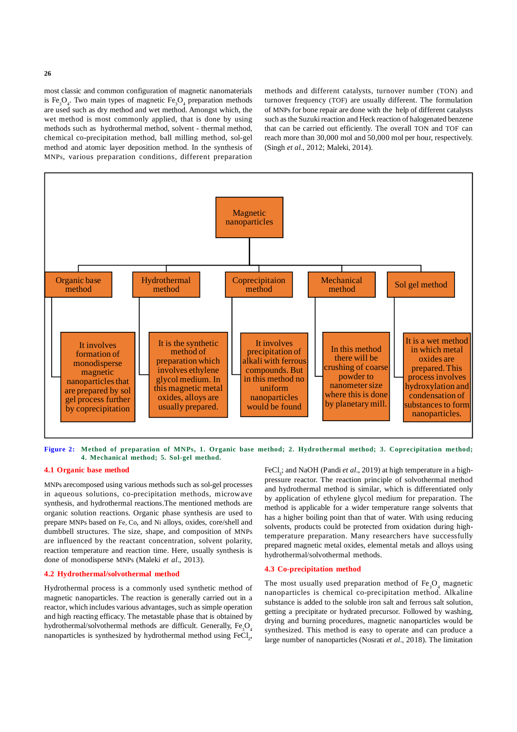most classic and common configuration of magnetic nanomaterials is $Fe_3O_4$. Two main types of magnetic $Fe_3O_4$ preparation methods are used such as dry method and wet method. Amongst which, the wet method is most commonly applied, that is done by using methods such as hydrothermal method, solvent - thermal method, chemical co-precipitation method, ball milling method, sol-gel method and atomic layer deposition method. In the synthesis of MNPs, various preparation conditions, different preparation methods and different catalysts, turnover number (TON) and turnover frequency (TOF) are usually different. The formulation of MNPs for bone repair are done with the help of different catalysts such as the Suzuki reaction and Heck reaction of halogenated benzene that can be carried out efficiently. The overall TON and TOF can reach more than 30,000 mol and 50,000 mol per hour, respectively. (Singh *et al*., 2012; Maleki, 2014).

**Magnetic nanoparticles**

- **Organic base method**: It involves formation of monodisperse magnetic nanoparticles that are prepared by sol gel process further by coprecipitation
- **Hydrothermal method**: It is the synthetic method of preparation which involves ethylene glycol medium. In this magnetic metal oxides, alloys are usually prepared.
- **Coprecipitaion method**: It involves precipitation of alkali with ferrous compounds. But in this method no uniform nanoparticles would be found
- **Mechanical method**: In this method there will be crushing of coarse powder to nanometer size where this is done by planetary mill.
- **Sol gel method**: It is a wet method in which metal oxides are prepared. This process involves hydroxylation and condensation of substances to form nanoparticles.

**Figure 2:** Method of preparation of MNPs, 1. Organic base method; 2. Hydrothermal method; 3. Coprecipitation method; 4. Mechanical method; 5. Sol-gel method.

## 4.1 Organic base method

MNPs arecomposed using various methods such as sol-gel processes in aqueous solutions, co-precipitation methods, microwave synthesis, and hydrothermal reactions.The mentioned methods are organic solution reactions. Organic phase synthesis are used to prepare MNPs based on Fe, Co, and Ni alloys, oxides, core/shell and dumbbell structures. The size, shape, and composition of MNPs are influenced by the reactant concentration, solvent polarity, reaction temperature and reaction time. Here, usually synthesis is done of monodisperse MNPs (Maleki *et al*., 2013).

## 4.2 Hydrothermal/solvothermal method

Hydrothermal process is a commonly used synthetic method of magnetic nanoparticles. The reaction is generally carried out in a reactor, which includes various advantages, such as simple operation and high reacting efficacy. The metastable phase that is obtained by hydrothermal/solvothermal methods are difficult. Generally, $Fe_3O_4$ nanoparticles is synthesized by hydrothermal method using $FeCl_2$, $FeCl_3$; and NaOH (Pandi *et al*., 2019) at high temperature in a high-pressure reactor. The reaction principle of solvothermal method and hydrothermal method is similar, which is differentiated only by application of ethylene glycol medium for preparation. The method is applicable for a wider temperature range solvents that has a higher boiling point than that of water. With using reducing solvents, products could be protected from oxidation during high-temperature preparation. Many researchers have successfully prepared magnetic metal oxides, elemental metals and alloys using hydrothermal/solvothermal methods.

## 4.3 Co-precipitation method

The most usually used preparation method of $Fe_3O_4$ magnetic nanoparticles is chemical co-precipitation method. Alkaline substance is added to the soluble iron salt and ferrous salt solution, getting a precipitate or hydrated precursor. Followed by washing, drying and burning procedures, magnetic nanoparticles would be synthesized. This method is easy to operate and can produce a large number of nanoparticles (Nosrati *et al*., 2018). The limitation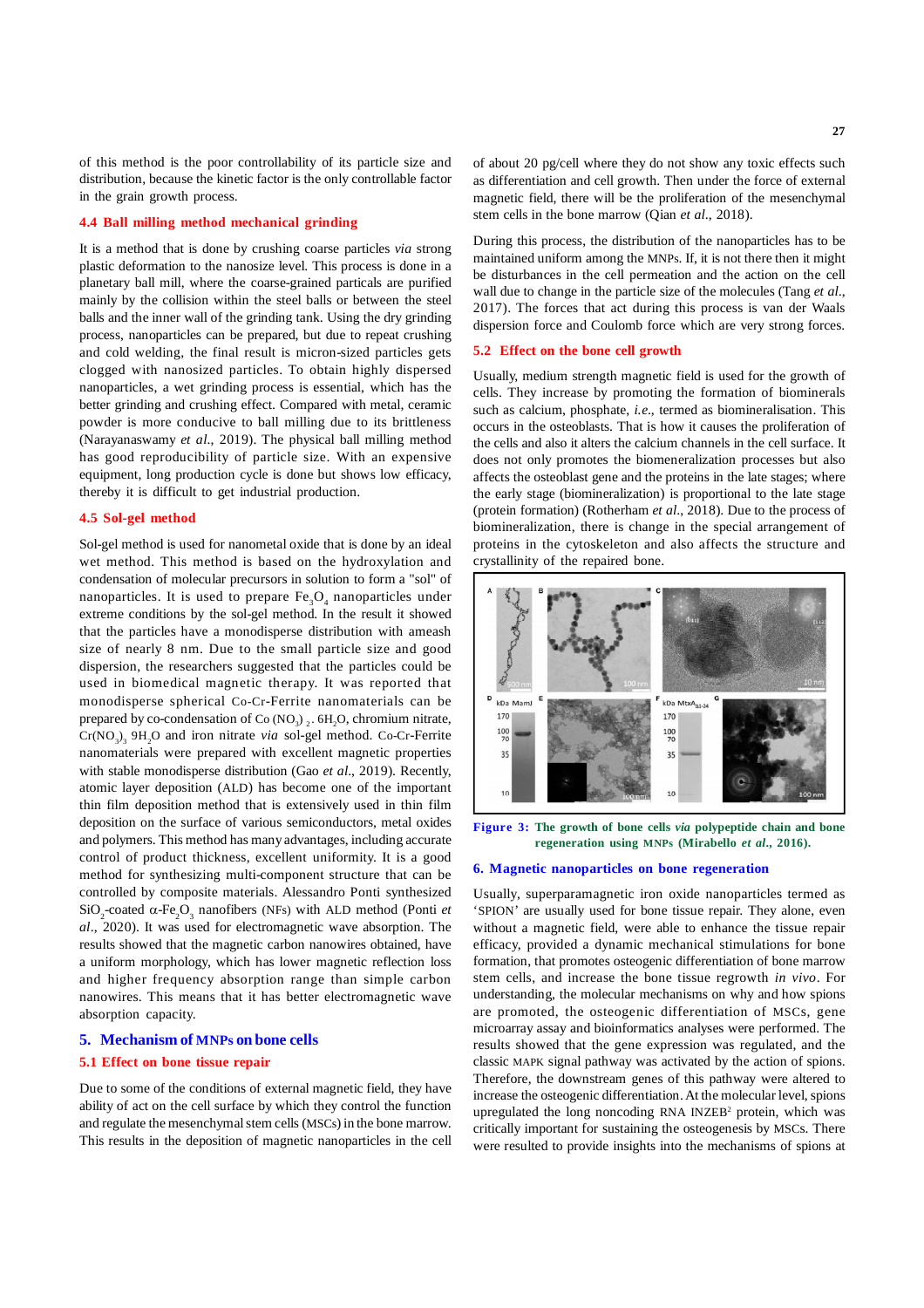of this method is the poor controllability of its particle size and distribution, because the kinetic factor is the only controllable factor in the grain growth process.

### 4.4 Ball milling method mechanical grinding

It is a method that is done by crushing coarse particles *via* strong plastic deformation to the nanosize level. This process is done in a planetary ball mill, where the coarse-grained particals are purified mainly by the collision within the steel balls or between the steel balls and the inner wall of the grinding tank. Using the dry grinding process, nanoparticles can be prepared, but due to repeat crushing and cold welding, the final result is micron-sized particles gets clogged with nanosized particles. To obtain highly dispersed nanoparticles, a wet grinding process is essential, which has the better grinding and crushing effect. Compared with metal, ceramic powder is more conducive to ball milling due to its brittleness (Narayanaswamy *et al*., 2019). The physical ball milling method has good reproducibility of particle size. With an expensive equipment, long production cycle is done but shows low efficacy, thereby it is difficult to get industrial production.

### 4.5 Sol-gel method

Sol-gel method is used for nanometal oxide that is done by an ideal wet method. This method is based on the hydroxylation and condensation of molecular precursors in solution to form a "sol" of nanoparticles. It is used to prepare $Fe_3O_4$ nanoparticles under extreme conditions by the sol-gel method. In the result it showed that the particles have a monodisperse distribution with ameash size of nearly 8 nm. Due to the small particle size and good dispersion, the researchers suggested that the particles could be used in biomedical magnetic therapy. It was reported that monodisperse spherical Co-Cr-Ferrite nanomaterials can be prepared by co-condensation of $Co(NO_3)_2 \cdot 6H_2O$, chromium nitrate, $Cr(NO_3)_3$ $9H_2O$ and iron nitrate *via* sol-gel method. Co-Cr-Ferrite nanomaterials were prepared with excellent magnetic properties with stable monodisperse distribution (Gao *et al*., 2019). Recently, atomic layer deposition (ALD) has become one of the important thin film deposition method that is extensively used in thin film deposition on the surface of various semiconductors, metal oxides and polymers. This method has many advantages, including accurate control of product thickness, excellent uniformity. It is a good method for synthesizing multi-component structure that can be controlled by composite materials. Alessandro Ponti synthesized $SiO_2$-coated $\alpha$-$Fe_2O_3$ nanofibers (NFs) with ALD method (Ponti *et al*., 2020). It was used for electromagnetic wave absorption. The results showed that the magnetic carbon nanowires obtained, have a uniform morphology, which has lower magnetic reflection loss and higher frequency absorption range than simple carbon nanowires. This means that it has better electromagnetic wave absorption capacity.

## 5. Mechanism of MNPs on bone cells

### 5.1 Effect on bone tissue repair

Due to some of the conditions of external magnetic field, they have ability of act on the cell surface by which they control the function and regulate the mesenchymal stem cells (MSCs) in the bone marrow. This results in the deposition of magnetic nanoparticles in the cell of about 20 pg/cell where they do not show any toxic effects such as differentiation and cell growth. Then under the force of external magnetic field, there will be the proliferation of the mesenchymal stem cells in the bone marrow (Qian *et al*., 2018).

During this process, the distribution of the nanoparticles has to be maintained uniform among the MNPs. If, it is not there then it might be disturbances in the cell permeation and the action on the cell wall due to change in the particle size of the molecules (Tang *et al*., 2017). The forces that act during this process is van der Waals dispersion force and Coulomb force which are very strong forces.

### 5.2 Effect on the bone cell growth

Usually, medium strength magnetic field is used for the growth of cells. They increase by promoting the formation of biominerals such as calcium, phosphate, *i.e*., termed as biomineralisation. This occurs in the osteoblasts. That is how it causes the proliferation of the cells and also it alters the calcium channels in the cell surface. It does not only promotes the biomeneralization processes but also affects the osteoblast gene and the proteins in the late stages; where the early stage (biomineralization) is proportional to the late stage (protein formation) (Rotherham *et al*., 2018). Due to the process of biomineralization, there is change in the special arrangement of proteins in the cytoskeleton and also affects the structure and crystallinity of the repaired bone.

**Figure 3: The growth of bone cells *via* polypeptide chain and bone regeneration using MNPs (Mirabello *et al*., 2016).**

## 6. Magnetic nanoparticles on bone regeneration

Usually, superparamagnetic iron oxide nanoparticles termed as 'SPION' are usually used for bone tissue repair. They alone, even without a magnetic field, were able to enhance the tissue repair efficacy, provided a dynamic mechanical stimulations for bone formation, that promotes osteogenic differentiation of bone marrow stem cells, and increase the bone tissue regrowth *in vivo*. For understanding, the molecular mechanisms on why and how spions are promoted, the osteogenic differentiation of MSCs, gene microarray assay and bioinformatics analyses were performed. The results showed that the gene expression was regulated, and the classic MAPK signal pathway was activated by the action of spions. Therefore, the downstream genes of this pathway were altered to increase the osteogenic differentiation. At the molecular level, spions upregulated the long noncoding RNA INZEB[2] protein, which was critically important for sustaining the osteogenesis by MSCs. There were resulted to provide insights into the mechanisms of spions at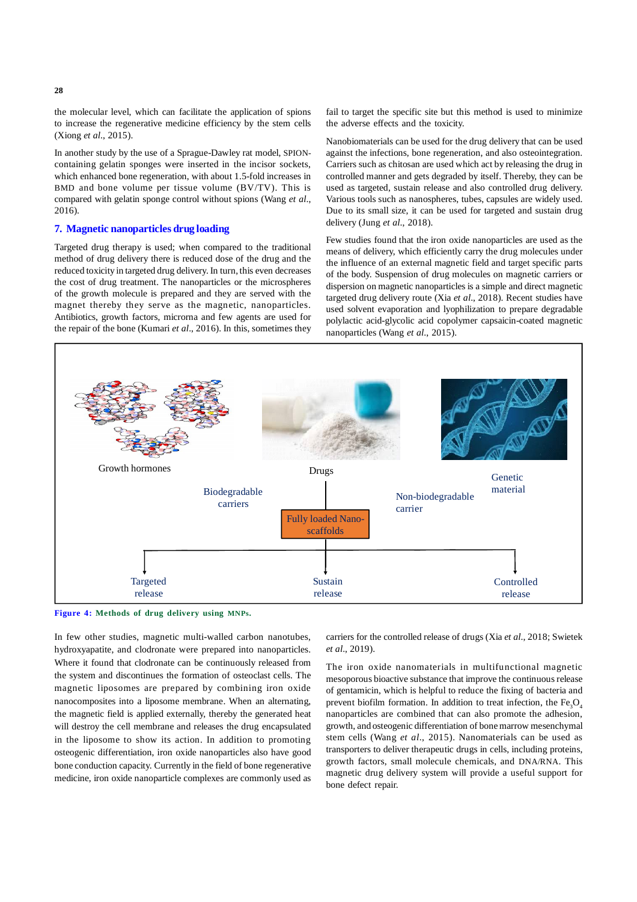the molecular level, which can facilitate the application of spions to increase the regenerative medicine efficiency by the stem cells (Xiong *et al*., 2015).

In another study by the use of a Sprague-Dawley rat model, SPION-containing gelatin sponges were inserted in the incisor sockets, which enhanced bone regeneration, with about 1.5-fold increases in BMD and bone volume per tissue volume (BV/TV). This is compared with gelatin sponge control without spions (Wang *et al*., 2016).

## 7. Magnetic nanoparticles drug loading

Targeted drug therapy is used; when compared to the traditional method of drug delivery there is reduced dose of the drug and the reduced toxicity in targeted drug delivery. In turn, this even decreases the cost of drug treatment. The nanoparticles or the microspheres of the growth molecule is prepared and they are served with the magnet thereby they serve as the magnetic, nanoparticles. Antibiotics, growth factors, microrna and few agents are used for the repair of the bone (Kumari *et al*., 2016). In this, sometimes they fail to target the specific site but this method is used to minimize the adverse effects and the toxicity.

Nanobiomaterials can be used for the drug delivery that can be used against the infections, bone regeneration, and also osteointegration. Carriers such as chitosan are used which act by releasing the drug in controlled manner and gets degraded by itself. Thereby, they can be used as targeted, sustain release and also controlled drug delivery. Various tools such as nanospheres, tubes, capsules are widely used. Due to its small size, it can be used for targeted and sustain drug delivery (Jung *et al*., 2018).

Few studies found that the iron oxide nanoparticles are used as the means of delivery, which efficiently carry the drug molecules under the influence of an external magnetic field and target specific parts of the body. Suspension of drug molecules on magnetic carriers or dispersion on magnetic nanoparticles is a simple and direct magnetic targeted drug delivery route (Xia *et al*., 2018). Recent studies have used solvent evaporation and lyophilization to prepare degradable polylactic acid-glycolic acid copolymer capsaicin-coated magnetic nanoparticles (Wang *et al*., 2015).

Growth hormones — Drugs — Genetic material

Biodegradable carriers — Fully loaded Nano-scaffolds — Non-biodegradable carrier

Targeted release — Sustain release — Controlled release

**Figure 4: Methods of drug delivery using MNPs.**

In few other studies, magnetic multi-walled carbon nanotubes, hydroxyapatite, and clodronate were prepared into nanoparticles. Where it found that clodronate can be continuously released from the system and discontinues the formation of osteoclast cells. The magnetic liposomes are prepared by combining iron oxide nanocomposites into a liposome membrane. When an alternating, the magnetic field is applied externally, thereby the generated heat will destroy the cell membrane and releases the drug encapsulated in the liposome to show its action. In addition to promoting osteogenic differentiation, iron oxide nanoparticles also have good bone conduction capacity. Currently in the field of bone regenerative medicine, iron oxide nanoparticle complexes are commonly used as carriers for the controlled release of drugs (Xia *et al*., 2018; Swietek *et al*., 2019).

The iron oxide nanomaterials in multifunctional magnetic mesoporous bioactive substance that improve the continuous release of gentamicin, which is helpful to reduce the fixing of bacteria and prevent biofilm formation. In addition to treat infection, the $Fe_3O_4$ nanoparticles are combined that can also promote the adhesion, growth, and osteogenic differentiation of bone marrow mesenchymal stem cells (Wang *et al*., 2015). Nanomaterials can be used as transporters to deliver therapeutic drugs in cells, including proteins, growth factors, small molecule chemicals, and DNA/RNA. This magnetic drug delivery system will provide a useful support for bone defect repair.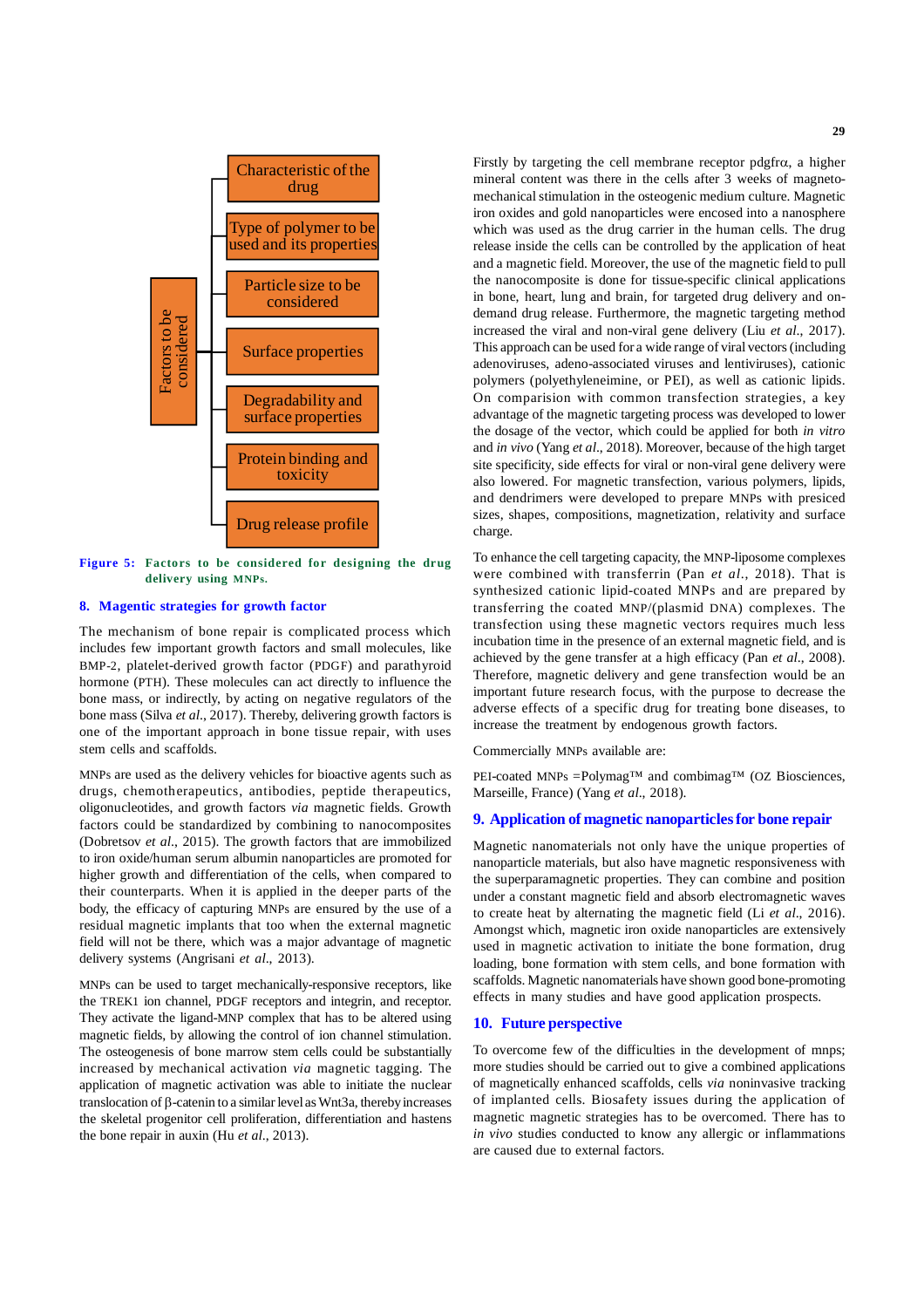Factors to be considered

- Characteristic of the drug
- Type of polymer to be used and its properties
- Particle size to be considered
- Surface properties
- Degradability and surface properties
- Protein binding and toxicity
- Drug release profile

**Figure 5: Factors to be considered for designing the drug delivery using MNPs.**

## 8. Magentic strategies for growth factor

The mechanism of bone repair is complicated process which includes few important growth factors and small molecules, like BMP-2, platelet-derived growth factor (PDGF) and parathyroid hormone (PTH). These molecules can act directly to influence the bone mass, or indirectly, by acting on negative regulators of the bone mass (Silva *et al*., 2017). Thereby, delivering growth factors is one of the important approach in bone tissue repair, with uses stem cells and scaffolds.

MNPs are used as the delivery vehicles for bioactive agents such as drugs, chemotherapeutics, antibodies, peptide therapeutics, oligonucleotides, and growth factors *via* magnetic fields. Growth factors could be standardized by combining to nanocomposites (Dobretsov *et al*., 2015). The growth factors that are immobilized to iron oxide/human serum albumin nanoparticles are promoted for higher growth and differentiation of the cells, when compared to their counterparts. When it is applied in the deeper parts of the body, the efficacy of capturing MNPs are ensured by the use of a residual magnetic implants that too when the external magnetic field will not be there, which was a major advantage of magnetic delivery systems (Angrisani *et al*., 2013).

MNPs can be used to target mechanically-responsive receptors, like the TREK1 ion channel, PDGF receptors and integrin, and receptor. They activate the ligand-MNP complex that has to be altered using magnetic fields, by allowing the control of ion channel stimulation. The osteogenesis of bone marrow stem cells could be substantially increased by mechanical activation *via* magnetic tagging. The application of magnetic activation was able to initiate the nuclear translocation of β-catenin to a similar level as Wnt3a, thereby increases the skeletal progenitor cell proliferation, differentiation and hastens the bone repair in auxin (Hu *et al*., 2013).

Firstly by targeting the cell membrane receptor pdgfrα, a higher mineral content was there in the cells after 3 weeks of magneto-mechanical stimulation in the osteogenic medium culture. Magnetic iron oxides and gold nanoparticles were encosed into a nanosphere which was used as the drug carrier in the human cells. The drug release inside the cells can be controlled by the application of heat and a magnetic field. Moreover, the use of the magnetic field to pull the nanocomposite is done for tissue-specific clinical applications in bone, heart, lung and brain, for targeted drug delivery and on-demand drug release. Furthermore, the magnetic targeting method increased the viral and non-viral gene delivery (Liu *et al*., 2017). This approach can be used for a wide range of viral vectors (including adenoviruses, adeno-associated viruses and lentiviruses), cationic polymers (polyethyleneimine, or PEI), as well as cationic lipids. On comparision with common transfection strategies, a key advantage of the magnetic targeting process was developed to lower the dosage of the vector, which could be applied for both *in vitro* and *in vivo* (Yang *et al*., 2018). Moreover, because of the high target site specificity, side effects for viral or non-viral gene delivery were also lowered. For magnetic transfection, various polymers, lipids, and dendrimers were developed to prepare MNPs with presiced sizes, shapes, compositions, magnetization, relativity and surface charge.

To enhance the cell targeting capacity, the MNP-liposome complexes were combined with transferrin (Pan *et al*., 2018). That is synthesized cationic lipid-coated MNPs and are prepared by transferring the coated MNP/(plasmid DNA) complexes. The transfection using these magnetic vectors requires much less incubation time in the presence of an external magnetic field, and is achieved by the gene transfer at a high efficacy (Pan *et al*., 2008). Therefore, magnetic delivery and gene transfection would be an important future research focus, with the purpose to decrease the adverse effects of a specific drug for treating bone diseases, to increase the treatment by endogenous growth factors.

Commercially MNPs available are:

PEI-coated MNPs =Polymag™ and combimag™ (OZ Biosciences, Marseille, France) (Yang *et al*., 2018).

## 9. Application of magnetic nanoparticles for bone repair

Magnetic nanomaterials not only have the unique properties of nanoparticle materials, but also have magnetic responsiveness with the superparamagnetic properties. They can combine and position under a constant magnetic field and absorb electromagnetic waves to create heat by alternating the magnetic field (Li *et al*., 2016). Amongst which, magnetic iron oxide nanoparticles are extensively used in magnetic activation to initiate the bone formation, drug loading, bone formation with stem cells, and bone formation with scaffolds. Magnetic nanomaterials have shown good bone-promoting effects in many studies and have good application prospects.

## 10. Future perspective

To overcome few of the difficulties in the development of mnps; more studies should be carried out to give a combined applications of magnetically enhanced scaffolds, cells *via* noninvasive tracking of implanted cells. Biosafety issues during the application of magnetic magnetic strategies has to be overcomed. There has to *in vivo* studies conducted to know any allergic or inflammations are caused due to external factors.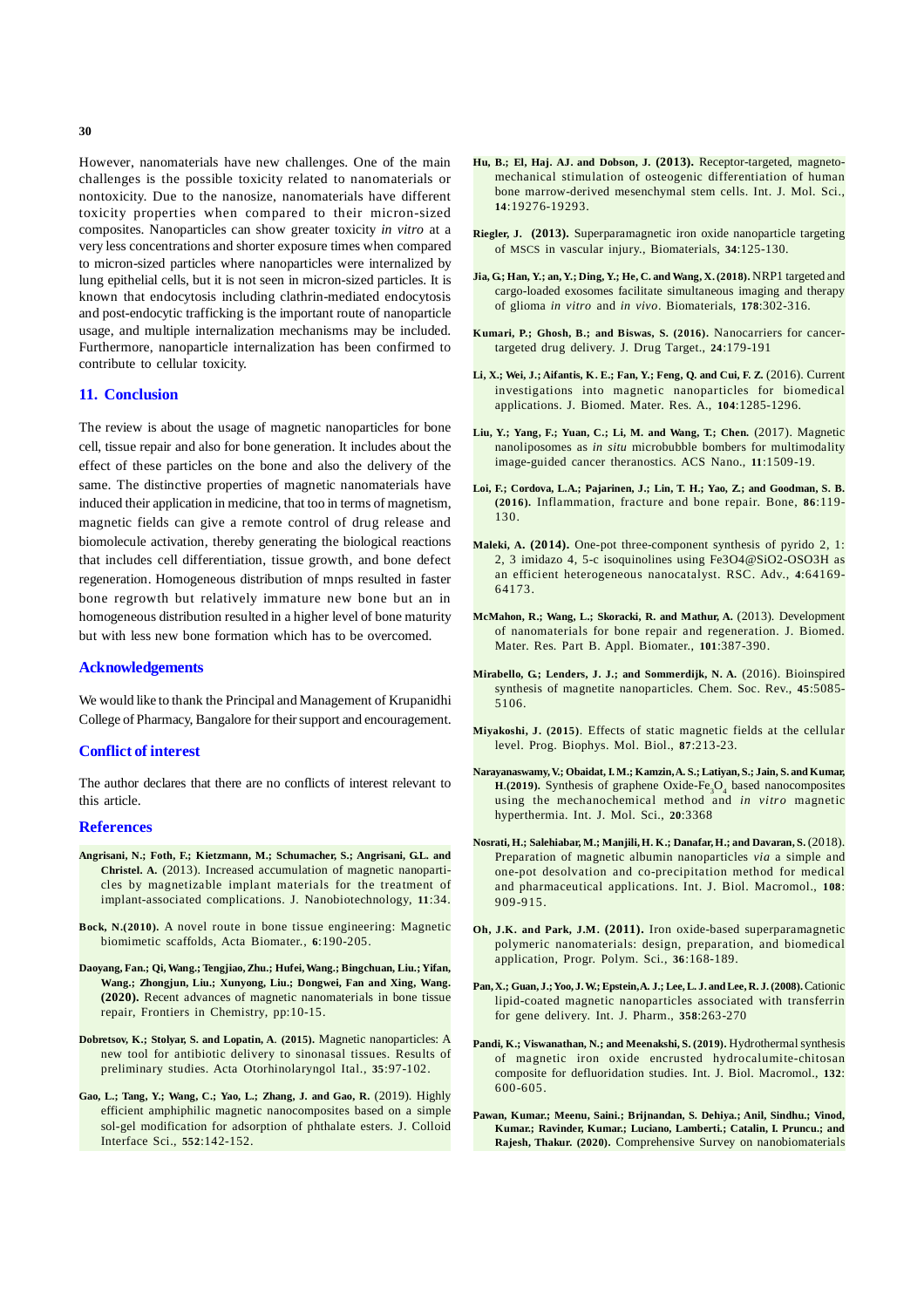However, nanomaterials have new challenges. One of the main challenges is the possible toxicity related to nanomaterials or nontoxicity. Due to the nanosize, nanomaterials have different toxicity properties when compared to their micron-sized composites. Nanoparticles can show greater toxicity *in vitro* at a very less concentrations and shorter exposure times when compared to micron-sized particles where nanoparticles were internalized by lung epithelial cells, but it is not seen in micron-sized particles. It is known that endocytosis including clathrin-mediated endocytosis and post-endocytic trafficking is the important route of nanoparticle usage, and multiple internalization mechanisms may be included. Furthermore, nanoparticle internalization has been confirmed to contribute to cellular toxicity.

## 11. Conclusion

The review is about the usage of magnetic nanoparticles for bone cell, tissue repair and also for bone generation. It includes about the effect of these particles on the bone and also the delivery of the same. The distinctive properties of magnetic nanomaterials have induced their application in medicine, that too in terms of magnetism, magnetic fields can give a remote control of drug release and biomolecule activation, thereby generating the biological reactions that includes cell differentiation, tissue growth, and bone defect regeneration. Homogeneous distribution of mnps resulted in faster bone regrowth but relatively immature new bone but an in homogeneous distribution resulted in a higher level of bone maturity but with less new bone formation which has to be overcomed.

## Acknowledgements

We would like to thank the Principal and Management of Krupanidhi College of Pharmacy, Bangalore for their support and encouragement.

## Conflict of interest

The author declares that there are no conflicts of interest relevant to this article.

## References

**Angrisani, N.; Foth, F.; Kietzmann, M.; Schumacher, S.; Angrisani, G.L. and Christel. A.** (2013). Increased accumulation of magnetic nanoparticles by magnetizable implant materials for the treatment of implant-associated complications. J. Nanobiotechnology, **11**:34.

**Bock, N.(2010).** A novel route in bone tissue engineering: Magnetic biomimetic scaffolds, Acta Biomater., **6**:190-205.

**Daoyang, Fan.; Qi, Wang.; Tengjiao, Zhu.; Hufei, Wang.; Bingchuan, Liu.; Yifan, Wang.; Zhongjun, Liu.; Xunyong, Liu.; Dongwei, Fan and Xing, Wang. (2020).** Recent advances of magnetic nanomaterials in bone tissue repair, Frontiers in Chemistry, pp:10-15.

**Dobretsov, K.; Stolyar, S. and Lopatin, A. (2015).** Magnetic nanoparticles: A new tool for antibiotic delivery to sinonasal tissues. Results of preliminary studies. Acta Otorhinolaryngol Ital., **35**:97-102.

**Gao, L.; Tang, Y.; Wang, C.; Yao, L.; Zhang, J. and Gao, R.** (2019). Highly efficient amphiphilic magnetic nanocomposites based on a simple sol-gel modification for adsorption of phthalate esters. J. Colloid Interface Sci., **552**:142-152.

**Hu, B.; El, Haj. AJ. and Dobson, J. (2013).** Receptor-targeted, magneto-mechanical stimulation of osteogenic differentiation of human bone marrow-derived mesenchymal stem cells. Int. J. Mol. Sci., **14**:19276-19293.

**Riegler, J. (2013).** Superparamagnetic iron oxide nanoparticle targeting of MSCS in vascular injury., Biomaterials, **34**:125-130.

**Jia, G.; Han, Y.; an, Y.; Ding, Y.; He, C. and Wang, X. (2018).** NRP1 targeted and cargo-loaded exosomes facilitate simultaneous imaging and therapy of glioma *in vitro* and *in vivo*. Biomaterials, **178**:302-316.

**Kumari, P.; Ghosh, B.; and Biswas, S. (2016).** Nanocarriers for cancer-targeted drug delivery. J. Drug Target., **24**:179-191

**Li, X.; Wei, J.; Aifantis, K. E.; Fan, Y.; Feng, Q. and Cui, F. Z.** (2016). Current investigations into magnetic nanoparticles for biomedical applications. J. Biomed. Mater. Res. A., **104**:1285-1296.

**Liu, Y.; Yang, F.; Yuan, C.; Li, M. and Wang, T.; Chen.** (2017). Magnetic nanoliposomes as *in situ* microbubble bombers for multimodality image-guided cancer theranostics. ACS Nano., **11**:1509-19.

**Loi, F.; Cordova, L.A.; Pajarinen, J.; Lin, T. H.; Yao, Z.; and Goodman, S. B. (2016).** Inflammation, fracture and bone repair. Bone, **86**:119-130.

**Maleki, A. (2014).** One-pot three-component synthesis of pyrido 2, 1: 2, 3 imidazo 4, 5-c isoquinolines using Fe3O4@SiO2-OSO3H as an efficient heterogeneous nanocatalyst. RSC. Adv., **4**:64169-64173.

**McMahon, R.; Wang, L.; Skoracki, R. and Mathur, A.** (2013). Development of nanomaterials for bone repair and regeneration. J. Biomed. Mater. Res. Part B. Appl. Biomater., **101**:387-390.

**Mirabello, G.; Lenders, J. J.; and Sommerdijk, N. A.** (2016). Bioinspired synthesis of magnetite nanoparticles. Chem. Soc. Rev., **45**:5085-5106.

**Miyakoshi, J. (2015).** Effects of static magnetic fields at the cellular level. Prog. Biophys. Mol. Biol., **87**:213-23.

**Narayanaswamy, V.; Obaidat, I. M.; Kamzin, A. S.; Latiyan, S.; Jain, S. and Kumar, H.(2019).** Synthesis of graphene Oxide-$Fe_3O_4$ based nanocomposites using the mechanochemical method and *in vitro* magnetic hyperthermia. Int. J. Mol. Sci., **20**:3368

**Nosrati, H.; Salehiabar, M.; Manjili, H. K.; Danafar, H.; and Davaran, S.** (2018). Preparation of magnetic albumin nanoparticles *via* a simple and one-pot desolvation and co-precipitation method for medical and pharmaceutical applications. Int. J. Biol. Macromol., **108**: 909-915.

**Oh, J.K. and Park, J.M. (2011).** Iron oxide-based superparamagnetic polymeric nanomaterials: design, preparation, and biomedical application, Progr. Polym. Sci., **36**:168-189.

**Pan, X.; Guan, J.; Yoo, J. W.; Epstein, A. J.; Lee, L. J. and Lee, R. J. (2008).** Cationic lipid-coated magnetic nanoparticles associated with transferrin for gene delivery. Int. J. Pharm., **358**:263-270

**Pandi, K.; Viswanathan, N.; and Meenakshi, S. (2019).** Hydrothermal synthesis of magnetic iron oxide encrusted hydrocalumite-chitosan composite for defluoridation studies. Int. J. Biol. Macromol., **132**: 600-605.

**Pawan, Kumar.; Meenu, Saini.; Brijnandan, S. Dehiya.; Anil, Sindhu.; Vinod, Kumar.; Ravinder, Kumar.; Luciano, Lamberti.; Catalin, I. Pruncu.; and Rajesh, Thakur. (2020).** Comprehensive Survey on nanobiomaterials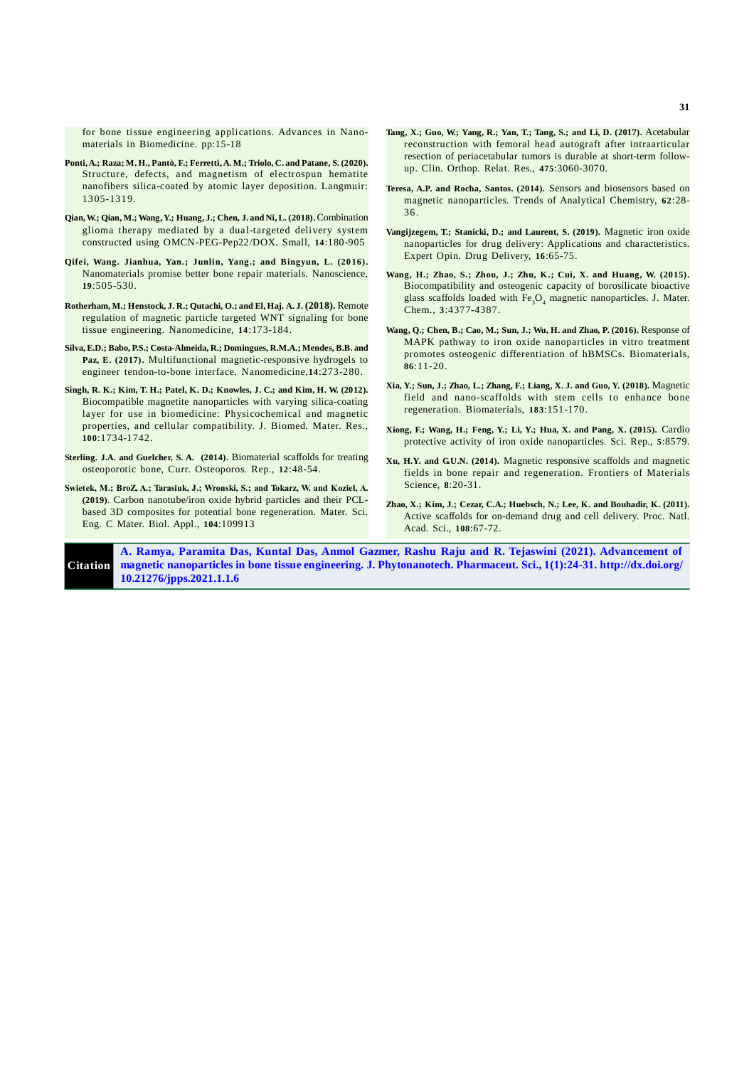for bone tissue engineering applications. Advances in Nanomaterials in Biomedicine. pp:15-18

**Ponti, A.; Raza; M. H., Pantò, F.; Ferretti, A. M.; Triolo, C. and Patane, S. (2020).** Structure, defects, and magnetism of electrospun hematite nanofibers silica-coated by atomic layer deposition. Langmuir: 1305-1319.

**Qian, W.; Qian, M.; Wang, Y.; Huang, J.; Chen, J. and Ni, L. (2018).** Combination glioma therapy mediated by a dual-targeted delivery system constructed using OMCN-PEG-Pep22/DOX. Small, **14**:180-905

**Qifei, Wang. Jianhua, Yan.; Junlin, Yang.; and Bingyun, L. (2016).** Nanomaterials promise better bone repair materials. Nanoscience, **19**:505-530.

**Rotherham, M.; Henstock, J. R.; Qutachi, O.; and El, Haj. A. J. (2018).** Remote regulation of magnetic particle targeted WNT signaling for bone tissue engineering. Nanomedicine, **14**:173-184.

**Silva, E.D.; Babo, P.S.; Costa-Almeida, R.; Domingues, R.M.A.; Mendes, B.B. and Paz, E. (2017).** Multifunctional magnetic-responsive hydrogels to engineer tendon-to-bone interface. Nanomedicine,**14**:273-280.

**Singh, R. K.; Kim, T. H.; Patel, K. D.; Knowles, J. C.; and Kim, H. W. (2012).** Biocompatible magnetite nanoparticles with varying silica-coating layer for use in biomedicine: Physicochemical and magnetic properties, and cellular compatibility. J. Biomed. Mater. Res., **100**:1734-1742.

**Sterling. J.A. and Guelcher, S. A. (2014).** Biomaterial scaffolds for treating osteoporotic bone, Curr. Osteoporos. Rep., **12**:48-54.

**Swietek, M.; BroZ, A.; Tarasiuk, J.; Wronski, S.; and Tokarz, W. and Koziel, A. (2019)**. Carbon nanotube/iron oxide hybrid particles and their PCL-based 3D composites for potential bone regeneration. Mater. Sci. Eng. C Mater. Biol. Appl., **104**:109913

**Tang, X.; Guo, W.; Yang, R.; Yan, T.; Tang, S.; and Li, D. (2017).** Acetabular reconstruction with femoral head autograft after intraarticular resection of periacetabular tumors is durable at short-term follow-up. Clin. Orthop. Relat. Res., **475**:3060-3070.

**Teresa, A.P. and Rocha, Santos. (2014).** Sensors and biosensors based on magnetic nanoparticles. Trends of Analytical Chemistry, **62**:28-36.

**Vangijzegem, T.; Stanicki, D.; and Laurent, S. (2019).** Magnetic iron oxide nanoparticles for drug delivery: Applications and characteristics. Expert Opin. Drug Delivery, **16**:65-75.

**Wang, H.; Zhao, S.; Zhou, J.; Zhu, K.; Cui, X. and Huang, W. (2015).** Biocompatibility and osteogenic capacity of borosilicate bioactive glass scaffolds loaded with $Fe_3O_4$ magnetic nanoparticles. J. Mater. Chem., **3**:4377-4387.

**Wang, Q.; Chen, B.; Cao, M.; Sun, J.; Wu, H. and Zhao, P. (2016).** Response of MAPK pathway to iron oxide nanoparticles in vitro treatment promotes osteogenic differentiation of hBMSCs. Biomaterials, **86**:11-20.

**Xia, Y.; Sun, J.; Zhao, L.; Zhang, F.; Liang, X. J. and Guo, Y. (2018).** Magnetic field and nano-scaffolds with stem cells to enhance bone regeneration. Biomaterials, **183**:151-170.

**Xiong, F.; Wang, H.; Feng, Y.; Li, Y.; Hua, X. and Pang, X. (2015).** Cardio protective activity of iron oxide nanoparticles. Sci. Rep., **5**:8579.

**Xu, H.Y. and G.U.N. (2014).** Magnetic responsive scaffolds and magnetic fields in bone repair and regeneration. Frontiers of Materials Science, **8**:20-31.

**Zhao, X.; Kim, J.; Cezar, C.A.; Huebsch, N.; Lee, K. and Bouhadir, K. (2011).** Active scaffolds for on-demand drug and cell delivery. Proc. Natl. Acad. Sci., **108**:67-72.

| | |
|---|---|
| **Citation** | **A. Ramya, Paramita Das, Kuntal Das, Anmol Gazmer, Rashu Raju and R. Tejaswini (2021). Advancement of magnetic nanoparticles in bone tissue engineering. J. Phytonanotech. Pharmaceut. Sci., 1(1):24-31. http://dx.doi.org/10.21276/jpps.2021.1.1.6** |